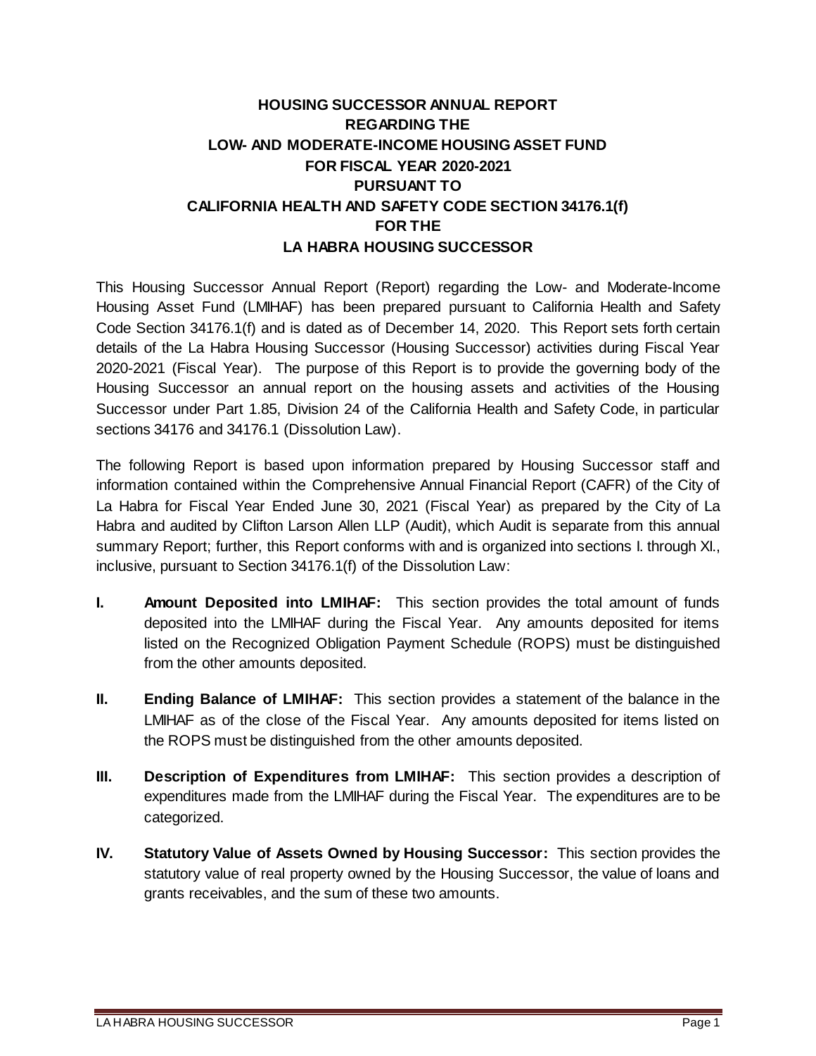# HOUSING SUCCESSOR ANNUAL REPORT REGARDING THE LOW- AND MODERATE-INCOME HOUSING ASSET FUND FOR FISCAL YEAR 2020-2021 PURSUANT TO CALIFORNIA HEALTH AND SAFETY CODE SECTION 34176.1(f) FOR THE LA HABRA HOUSING SUCCESSOR

This Housing Successor Annual Report (Report) regarding the Low- and Moderate-Income Housing Asset Fund (LMIHAF) has been prepared pursuant to California Health and Safety Code Section 34176.1(f) and is dated as of December 14, 2020. This Report sets forth certain details of the La Habra Housing Successor (Housing Successor) activities during Fiscal Year 2020-2021 (Fiscal Year). The purpose of this Report is to provide the governing body of the Housing Successor an annual report on the housing assets and activities of the Housing Successor under Part 1.85, Division 24 of the California Health and Safety Code, in particular sections 34176 and 34176.1 (Dissolution Law).

The following Report is based upon information prepared by Housing Successor staff and information contained within the Comprehensive Annual Financial Report (CAFR) of the City of La Habra for Fiscal Year Ended June 30, 2021 (Fiscal Year) as prepared by the City of La Habra and audited by Clifton Larson Allen LLP (Audit), which Audit is separate from this annual summary Report; further, this Report conforms with and is organized into sections I. through XI., inclusive, pursuant to Section 34176.1(f) of the Dissolution Law:

- **I. Amount Deposited into LMIHAF:** This section provides the total amount of funds deposited into the LMIHAF during the Fiscal Year. Any amounts deposited for items listed on the Recognized Obligation Payment Schedule (ROPS) must be distinguished from the other amounts deposited.

- **II. Ending Balance of LMIHAF:** This section provides a statement of the balance in the LMIHAF as of the close of the Fiscal Year. Any amounts deposited for items listed on the ROPS must be distinguished from the other amounts deposited.

- **III. Description of Expenditures from LMIHAF:** This section provides a description of expenditures made from the LMIHAF during the Fiscal Year. The expenditures are to be categorized.

- **IV. Statutory Value of Assets Owned by Housing Successor:** This section provides the statutory value of real property owned by the Housing Successor, the value of loans and grants receivables, and the sum of these two amounts.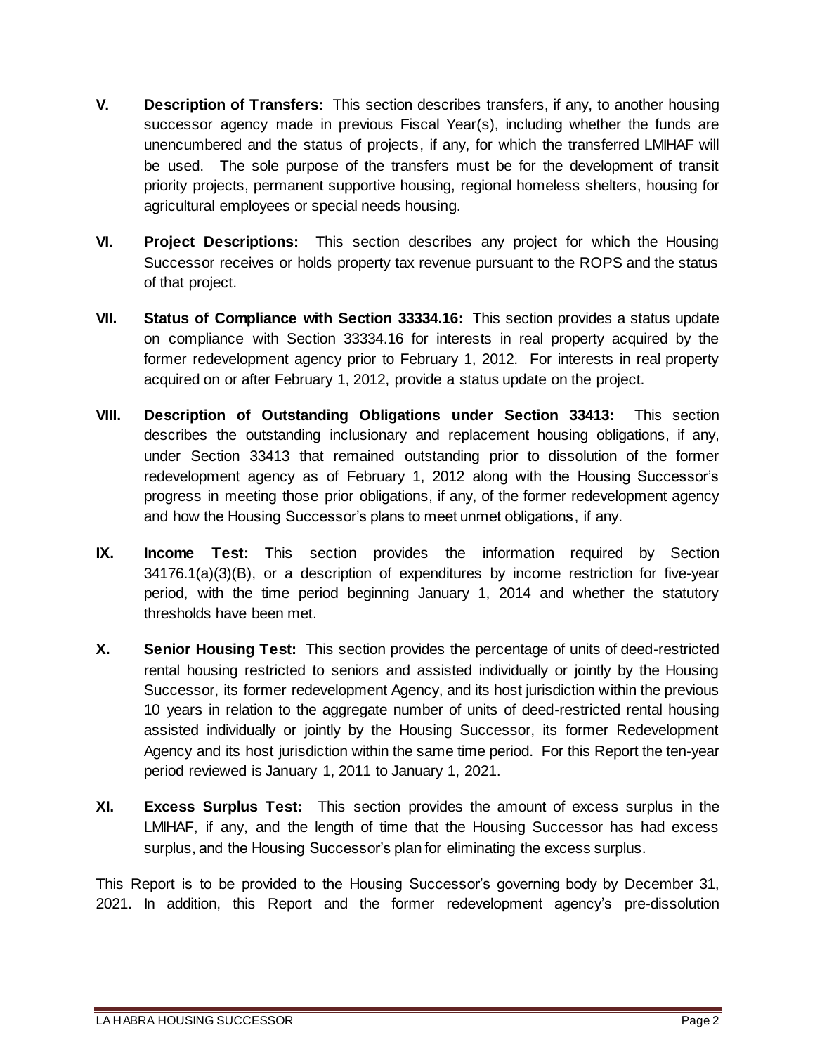**V. Description of Transfers:** This section describes transfers, if any, to another housing successor agency made in previous Fiscal Year(s), including whether the funds are unencumbered and the status of projects, if any, for which the transferred LMIHAF will be used. The sole purpose of the transfers must be for the development of transit priority projects, permanent supportive housing, regional homeless shelters, housing for agricultural employees or special needs housing.

**VI. Project Descriptions:** This section describes any project for which the Housing Successor receives or holds property tax revenue pursuant to the ROPS and the status of that project.

**VII. Status of Compliance with Section 33334.16:** This section provides a status update on compliance with Section 33334.16 for interests in real property acquired by the former redevelopment agency prior to February 1, 2012. For interests in real property acquired on or after February 1, 2012, provide a status update on the project.

**VIII. Description of Outstanding Obligations under Section 33413:** This section describes the outstanding inclusionary and replacement housing obligations, if any, under Section 33413 that remained outstanding prior to dissolution of the former redevelopment agency as of February 1, 2012 along with the Housing Successor's progress in meeting those prior obligations, if any, of the former redevelopment agency and how the Housing Successor's plans to meet unmet obligations, if any.

**IX. Income Test:** This section provides the information required by Section 34176.1(a)(3)(B), or a description of expenditures by income restriction for five-year period, with the time period beginning January 1, 2014 and whether the statutory thresholds have been met.

**X. Senior Housing Test:** This section provides the percentage of units of deed-restricted rental housing restricted to seniors and assisted individually or jointly by the Housing Successor, its former redevelopment Agency, and its host jurisdiction within the previous 10 years in relation to the aggregate number of units of deed-restricted rental housing assisted individually or jointly by the Housing Successor, its former Redevelopment Agency and its host jurisdiction within the same time period. For this Report the ten-year period reviewed is January 1, 2011 to January 1, 2021.

**XI. Excess Surplus Test:** This section provides the amount of excess surplus in the LMIHAF, if any, and the length of time that the Housing Successor has had excess surplus, and the Housing Successor's plan for eliminating the excess surplus.

This Report is to be provided to the Housing Successor's governing body by December 31, 2021. In addition, this Report and the former redevelopment agency's pre-dissolution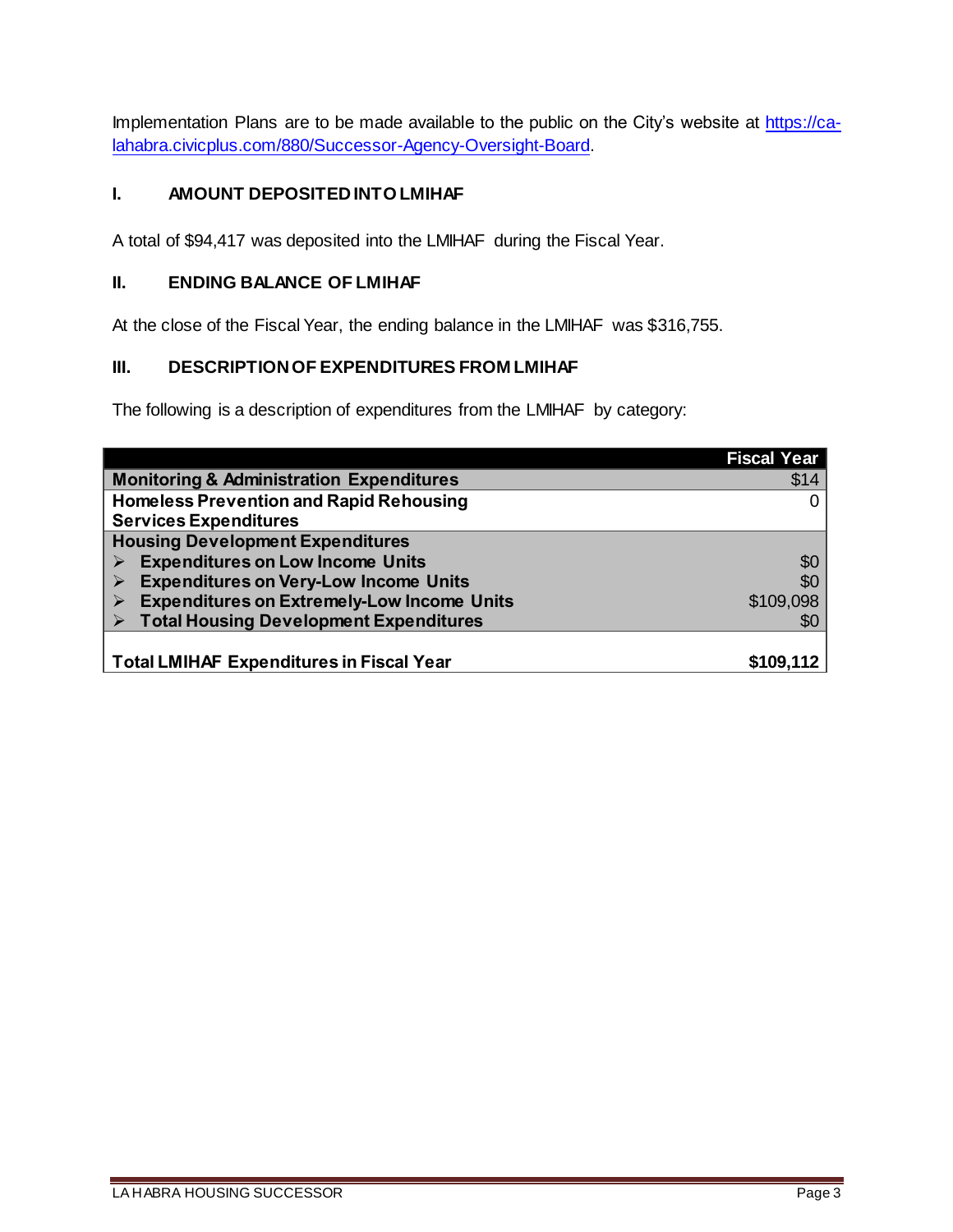Implementation Plans are to be made available to the public on the City's website at [https://ca-lahabra.civicplus.com/880/Successor-Agency-Oversight-Board](https://ca-lahabra.civicplus.com/880/Successor-Agency-Oversight-Board).

## I. AMOUNT DEPOSITED INTO LMIHAF

A total of $94,417 was deposited into the LMIHAF during the Fiscal Year.

## II. ENDING BALANCE OF LMIHAF

At the close of the Fiscal Year, the ending balance in the LMIHAF was $316,755.

## III. DESCRIPTION OF EXPENDITURES FROM LMIHAF

The following is a description of expenditures from the LMIHAF by category:

| | Fiscal Year |
|---|---|
| **Monitoring & Administration Expenditures** | $14 |
| **Homeless Prevention and Rapid Rehousing Services Expenditures** | 0 |
| **Housing Development Expenditures** | |
| ➢ **Expenditures on Low Income Units** | $0 |
| ➢ **Expenditures on Very-Low Income Units** | $0 |
| ➢ **Expenditures on Extremely-Low Income Units** | $109,098 |
| ➢ **Total Housing Development Expenditures** | $0 |
| **Total LMIHAF Expenditures in Fiscal Year** | **$109,112** |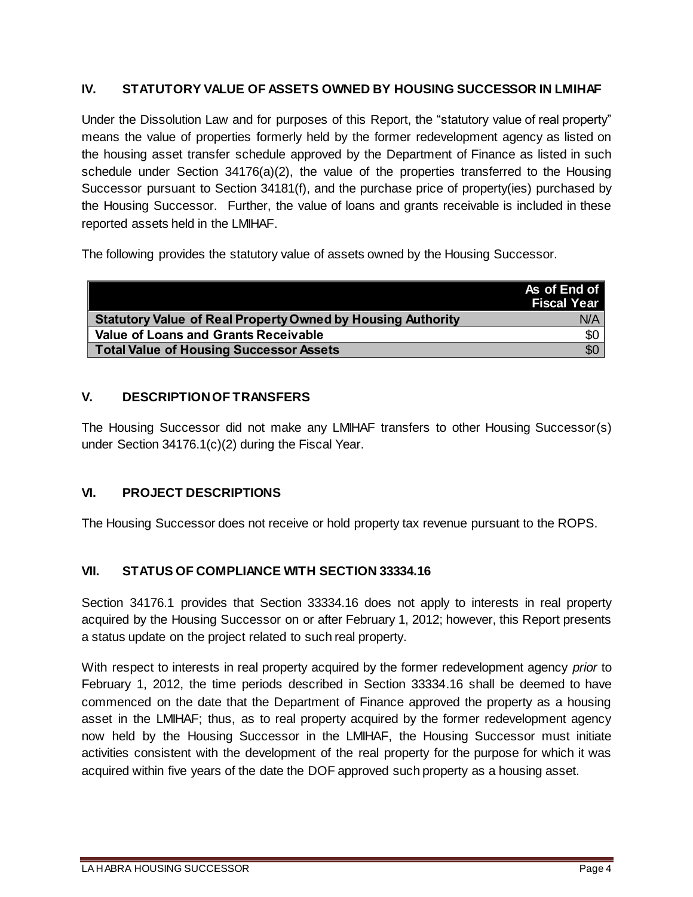## IV. STATUTORY VALUE OF ASSETS OWNED BY HOUSING SUCCESSOR IN LMIHAF

Under the Dissolution Law and for purposes of this Report, the "statutory value of real property" means the value of properties formerly held by the former redevelopment agency as listed on the housing asset transfer schedule approved by the Department of Finance as listed in such schedule under Section 34176(a)(2), the value of the properties transferred to the Housing Successor pursuant to Section 34181(f), and the purchase price of property(ies) purchased by the Housing Successor. Further, the value of loans and grants receivable is included in these reported assets held in the LMIHAF.

The following provides the statutory value of assets owned by the Housing Successor.

| | As of End of Fiscal Year |
|---|---|
| **Statutory Value of Real Property Owned by Housing Authority** | N/A |
| **Value of Loans and Grants Receivable** | $0 |
| **Total Value of Housing Successor Assets** | $0 |

## V. DESCRIPTION OF TRANSFERS

The Housing Successor did not make any LMIHAF transfers to other Housing Successor(s) under Section 34176.1(c)(2) during the Fiscal Year.

## VI. PROJECT DESCRIPTIONS

The Housing Successor does not receive or hold property tax revenue pursuant to the ROPS.

## VII. STATUS OF COMPLIANCE WITH SECTION 33334.16

Section 34176.1 provides that Section 33334.16 does not apply to interests in real property acquired by the Housing Successor on or after February 1, 2012; however, this Report presents a status update on the project related to such real property.

With respect to interests in real property acquired by the former redevelopment agency *prior* to February 1, 2012, the time periods described in Section 33334.16 shall be deemed to have commenced on the date that the Department of Finance approved the property as a housing asset in the LMIHAF; thus, as to real property acquired by the former redevelopment agency now held by the Housing Successor in the LMIHAF, the Housing Successor must initiate activities consistent with the development of the real property for the purpose for which it was acquired within five years of the date the DOF approved such property as a housing asset.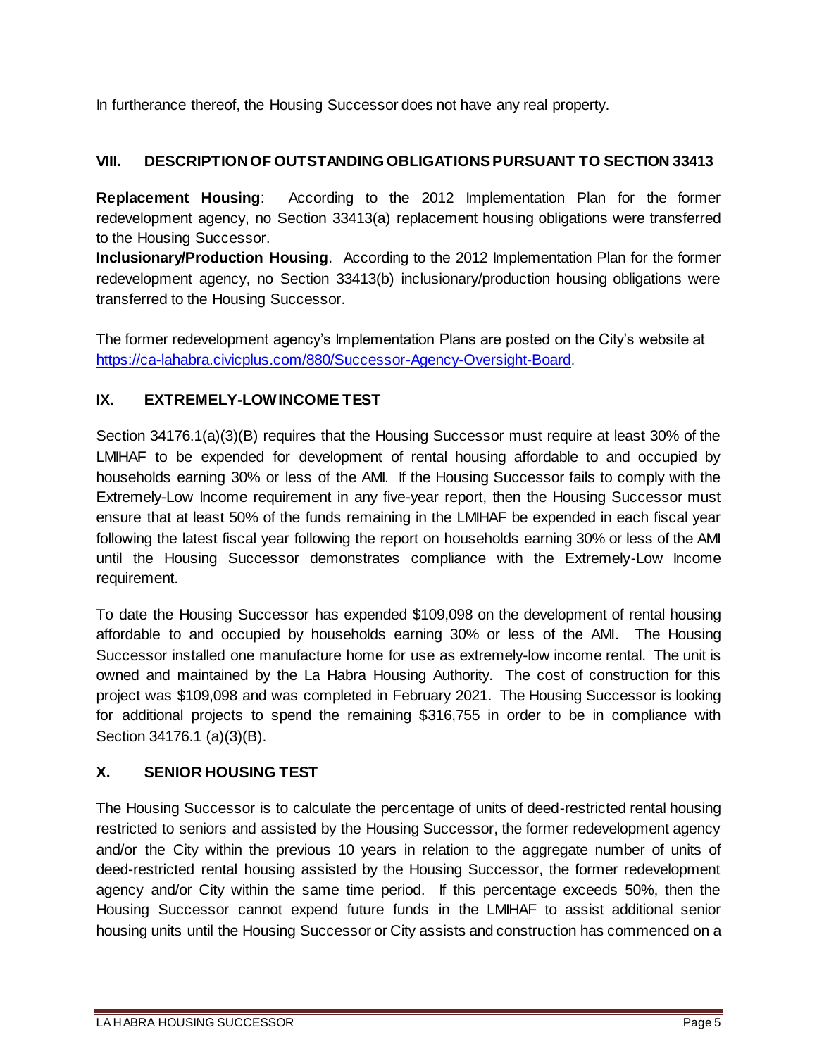In furtherance thereof, the Housing Successor does not have any real property.

## VIII. DESCRIPTION OF OUTSTANDING OBLIGATIONS PURSUANT TO SECTION 33413

**Replacement Housing**: According to the 2012 Implementation Plan for the former redevelopment agency, no Section 33413(a) replacement housing obligations were transferred to the Housing Successor.

**Inclusionary/Production Housing**. According to the 2012 Implementation Plan for the former redevelopment agency, no Section 33413(b) inclusionary/production housing obligations were transferred to the Housing Successor.

The former redevelopment agency's Implementation Plans are posted on the City's website at https://ca-lahabra.civicplus.com/880/Successor-Agency-Oversight-Board.

## IX. EXTREMELY-LOW INCOME TEST

Section 34176.1(a)(3)(B) requires that the Housing Successor must require at least 30% of the LMIHAF to be expended for development of rental housing affordable to and occupied by households earning 30% or less of the AMI. If the Housing Successor fails to comply with the Extremely-Low Income requirement in any five-year report, then the Housing Successor must ensure that at least 50% of the funds remaining in the LMIHAF be expended in each fiscal year following the latest fiscal year following the report on households earning 30% or less of the AMI until the Housing Successor demonstrates compliance with the Extremely-Low Income requirement.

To date the Housing Successor has expended $109,098 on the development of rental housing affordable to and occupied by households earning 30% or less of the AMI. The Housing Successor installed one manufacture home for use as extremely-low income rental. The unit is owned and maintained by the La Habra Housing Authority. The cost of construction for this project was $109,098 and was completed in February 2021. The Housing Successor is looking for additional projects to spend the remaining $316,755 in order to be in compliance with Section 34176.1 (a)(3)(B).

## X. SENIOR HOUSING TEST

The Housing Successor is to calculate the percentage of units of deed-restricted rental housing restricted to seniors and assisted by the Housing Successor, the former redevelopment agency and/or the City within the previous 10 years in relation to the aggregate number of units of deed-restricted rental housing assisted by the Housing Successor, the former redevelopment agency and/or City within the same time period. If this percentage exceeds 50%, then the Housing Successor cannot expend future funds in the LMIHAF to assist additional senior housing units until the Housing Successor or City assists and construction has commenced on a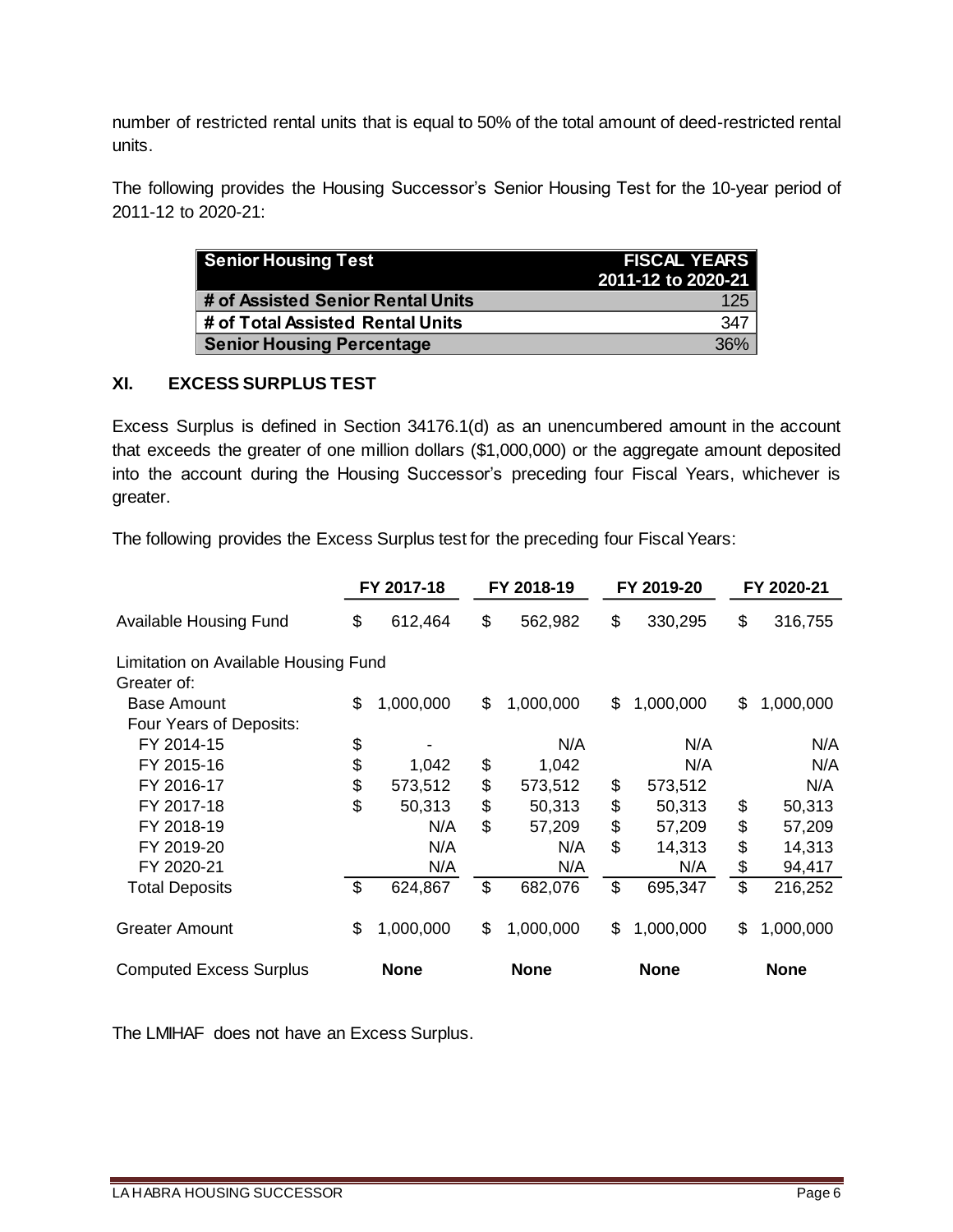number of restricted rental units that is equal to 50% of the total amount of deed-restricted rental units.

The following provides the Housing Successor's Senior Housing Test for the 10-year period of 2011-12 to 2020-21:

| Senior Housing Test | FISCAL YEARS 2011-12 to 2020-21 |
|---|---|
| # of Assisted Senior Rental Units | 125 |
| # of Total Assisted Rental Units | 347 |
| Senior Housing Percentage | 36% |

## XI. EXCESS SURPLUS TEST

Excess Surplus is defined in Section 34176.1(d) as an unencumbered amount in the account that exceeds the greater of one million dollars ($1,000,000) or the aggregate amount deposited into the account during the Housing Successor's preceding four Fiscal Years, whichever is greater.

The following provides the Excess Surplus test for the preceding four Fiscal Years:

| | FY 2017-18 | FY 2018-19 | FY 2019-20 | FY 2020-21 |
|---|---|---|---|---|
| Available Housing Fund | $ 612,464 | $ 562,982 | $ 330,295 | $ 316,755 |
| Limitation on Available Housing Fund | | | | |
| Greater of: | | | | |
| Base Amount | $ 1,000,000 | $ 1,000,000 | $ 1,000,000 | $ 1,000,000 |
| Four Years of Deposits: | | | | |
| FY 2014-15 | $ - | N/A | N/A | N/A |
| FY 2015-16 | $ 1,042 | $ 1,042 | N/A | N/A |
| FY 2016-17 | $ 573,512 | $ 573,512 | $ 573,512 | N/A |
| FY 2017-18 | $ 50,313 | $ 50,313 | $ 50,313 | $ 50,313 |
| FY 2018-19 | N/A | $ 57,209 | $ 57,209 | $ 57,209 |
| FY 2019-20 | N/A | N/A | $ 14,313 | $ 14,313 |
| FY 2020-21 | N/A | N/A | N/A | $ 94,417 |
| Total Deposits | $ 624,867 | $ 682,076 | $ 695,347 | $ 216,252 |
| Greater Amount | $ 1,000,000 | $ 1,000,000 | $ 1,000,000 | $ 1,000,000 |
| Computed Excess Surplus | **None** | **None** | **None** | **None** |

The LMIHAF does not have an Excess Surplus.